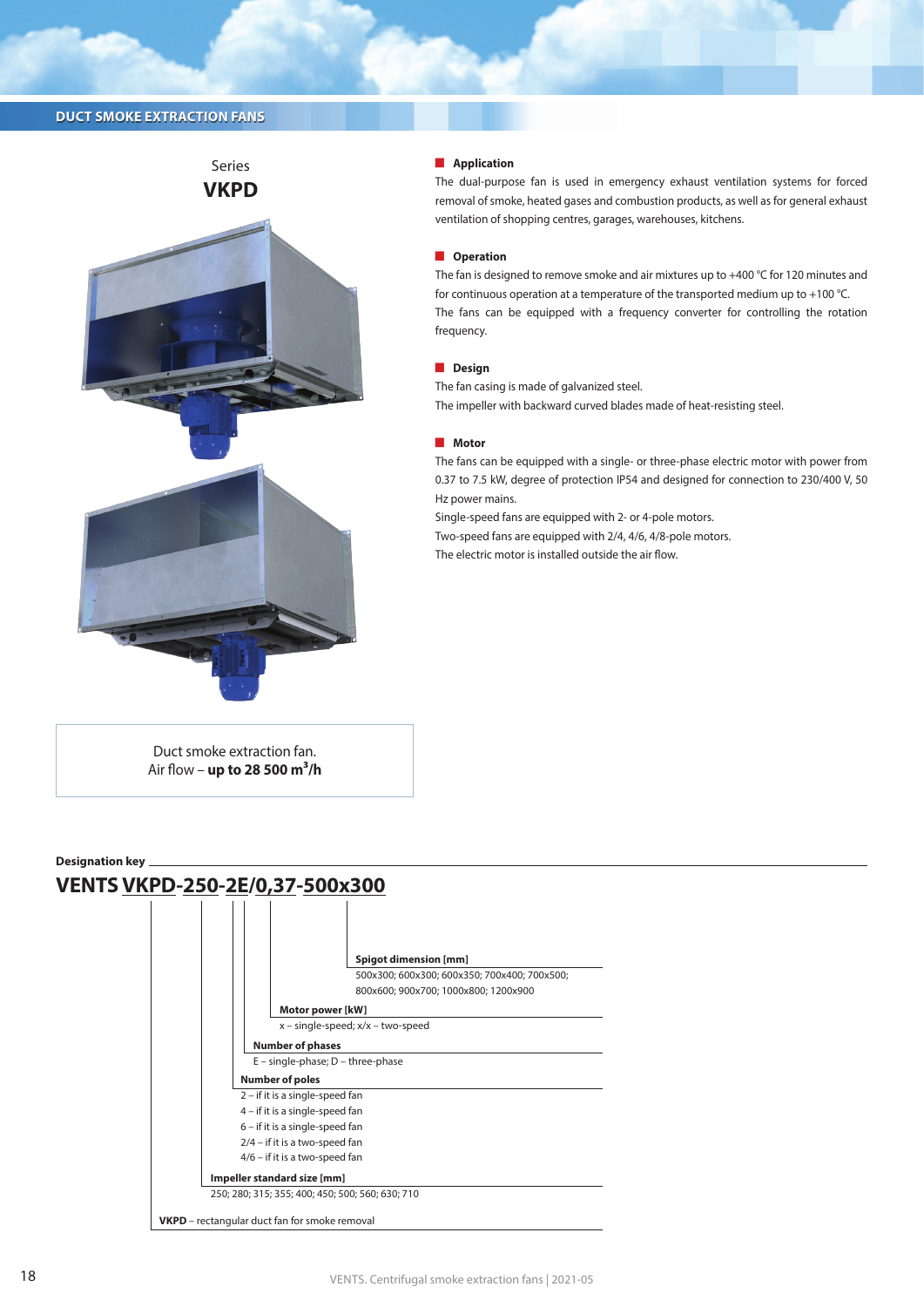DUCT SMOKE EXTRACTION FANS

Series
# VKPD

Duct smoke extraction fan.
Air flow – **up to 28 500 m³/h**

## Application

The dual-purpose fan is used in emergency exhaust ventilation systems for forced removal of smoke, heated gases and combustion products, as well as for general exhaust ventilation of shopping centres, garages, warehouses, kitchens.

## Operation

The fan is designed to remove smoke and air mixtures up to +400 °C for 120 minutes and for continuous operation at a temperature of the transported medium up to +100 °C.
The fans can be equipped with a frequency converter for controlling the rotation frequency.

## Design

The fan casing is made of galvanized steel.
The impeller with backward curved blades made of heat-resisting steel.

## Motor

The fans can be equipped with a single- or three-phase electric motor with power from 0.37 to 7.5 kW, degree of protection IP54 and designed for connection to 230/400 V, 50 Hz power mains.
Single-speed fans are equipped with 2- or 4-pole motors.
Two-speed fans are equipped with 2/4, 4/6, 4/8-pole motors.
The electric motor is installed outside the air flow.

## Designation key

**VENTS VKPD-250-2E/0,37-500x300**

**Spigot dimension [mm]**
500x300; 600x300; 600x350; 700x400; 700x500; 800x600; 900x700; 1000x800; 1200x900

**Motor power [kW]**
x – single-speed; x/x – two-speed

**Number of phases**
E – single-phase; D – three-phase

**Number of poles**
2 – if it is a single-speed fan
4 – if it is a single-speed fan
6 – if it is a single-speed fan
2/4 – if it is a two-speed fan
4/6 – if it is a two-speed fan

**Impeller standard size [mm]**
250; 280; 315; 355; 400; 450; 500; 560; 630; 710

**VKPD** – rectangular duct fan for smoke removal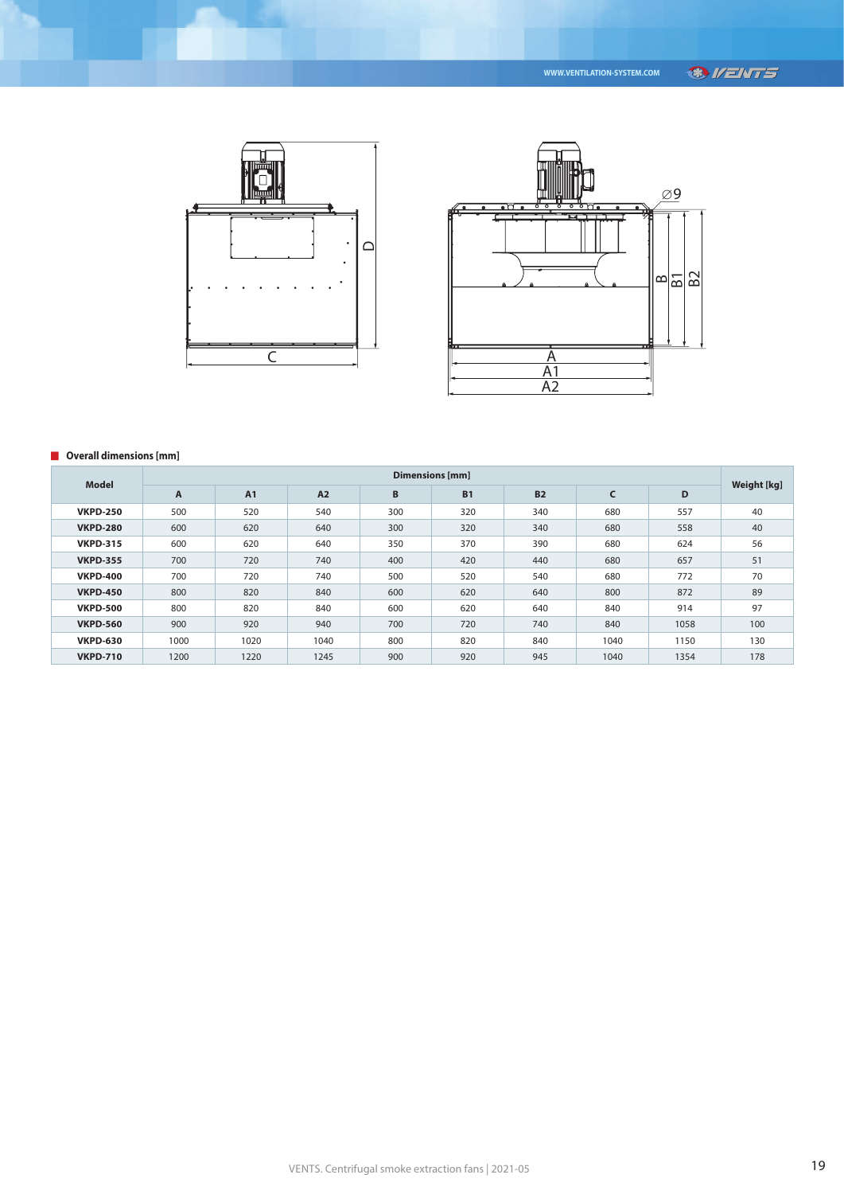## Overall dimensions [mm]

| Model | Dimensions [mm] | | | | | | | | Weight [kg] |
|---|---|---|---|---|---|---|---|---|---|
| | A | A1 | A2 | B | B1 | B2 | C | D | |
| **VKPD-250** | 500 | 520 | 540 | 300 | 320 | 340 | 680 | 557 | 40 |
| **VKPD-280** | 600 | 620 | 640 | 300 | 320 | 340 | 680 | 558 | 40 |
| **VKPD-315** | 600 | 620 | 640 | 350 | 370 | 390 | 680 | 624 | 56 |
| **VKPD-355** | 700 | 720 | 740 | 400 | 420 | 440 | 680 | 657 | 51 |
| **VKPD-400** | 700 | 720 | 740 | 500 | 520 | 540 | 680 | 772 | 70 |
| **VKPD-450** | 800 | 820 | 840 | 600 | 620 | 640 | 800 | 872 | 89 |
| **VKPD-500** | 800 | 820 | 840 | 600 | 620 | 640 | 840 | 914 | 97 |
| **VKPD-560** | 900 | 920 | 940 | 700 | 720 | 740 | 840 | 1058 | 100 |
| **VKPD-630** | 1000 | 1020 | 1040 | 800 | 820 | 840 | 1040 | 1150 | 130 |
| **VKPD-710** | 1200 | 1220 | 1245 | 900 | 920 | 945 | 1040 | 1354 | 178 |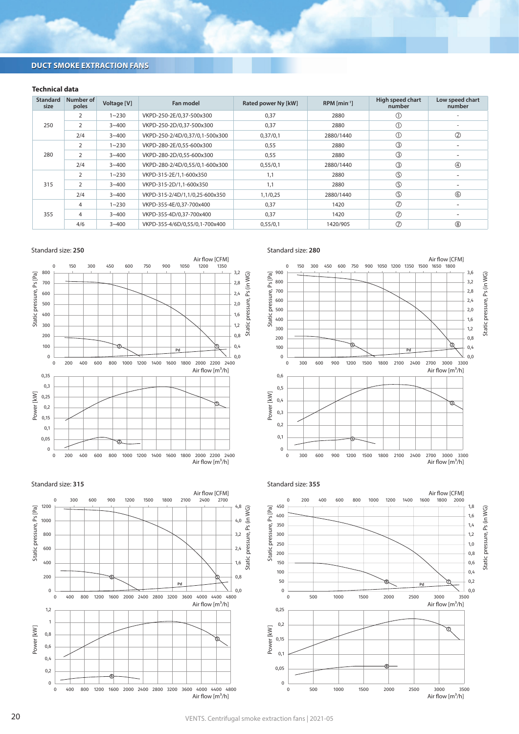## DUCT SMOKE EXTRACTION FANS

### Technical data

| Standard size | Number of poles | Voltage [V] | Fan model | Rated power Ny [kW] | RPM [min⁻¹] | High speed chart number | Low speed chart number |
|---|---|---|---|---|---|---|---|
| 250 | 2 | 1~230 | VKPD-250-2E/0,37-500x300 | 0,37 | 2880 | ① | - |
| | 2 | 3~400 | VKPD-250-2D/0,37-500x300 | 0,37 | 2880 | ① | - |
| | 2/4 | 3~400 | VKPD-250-2/4D/0,37/0,1-500x300 | 0,37/0,1 | 2880/1440 | ① | ② |
| 280 | 2 | 1~230 | VKPD-280-2E/0,55-600x300 | 0,55 | 2880 | ③ | - |
| | 2 | 3~400 | VKPD-280-2D/0,55-600x300 | 0,55 | 2880 | ③ | - |
| | 2/4 | 3~400 | VKPD-280-2/4D/0,55/0,1-600x300 | 0,55/0,1 | 2880/1440 | ③ | ④ |
| 315 | 2 | 1~230 | VKPD-315-2E/1,1-600x350 | 1,1 | 2880 | ⑤ | - |
| | 2 | 3~400 | VKPD-315-2D/1,1-600x350 | 1,1 | 2880 | ⑤ | - |
| | 2/4 | 3~400 | VKPD-315-2/4D/1,1/0,25-600x350 | 1,1/0,25 | 2880/1440 | ⑤ | ⑥ |
| 355 | 4 | 1~230 | VKPD-355-4E/0,37-700x400 | 0,37 | 1420 | ⑦ | - |
| | 4 | 3~400 | VKPD-355-4D/0,37-700x400 | 0,37 | 1420 | ⑦ | - |
| | 4/6 | 3~400 | VKPD-355-4/6D/0,55/0,1-700x400 | 0,55/0,1 | 1420/905 | ⑦ | ⑧ |

Standard size: **250**

Standard size: **280**

Standard size: **315**

Standard size: **355**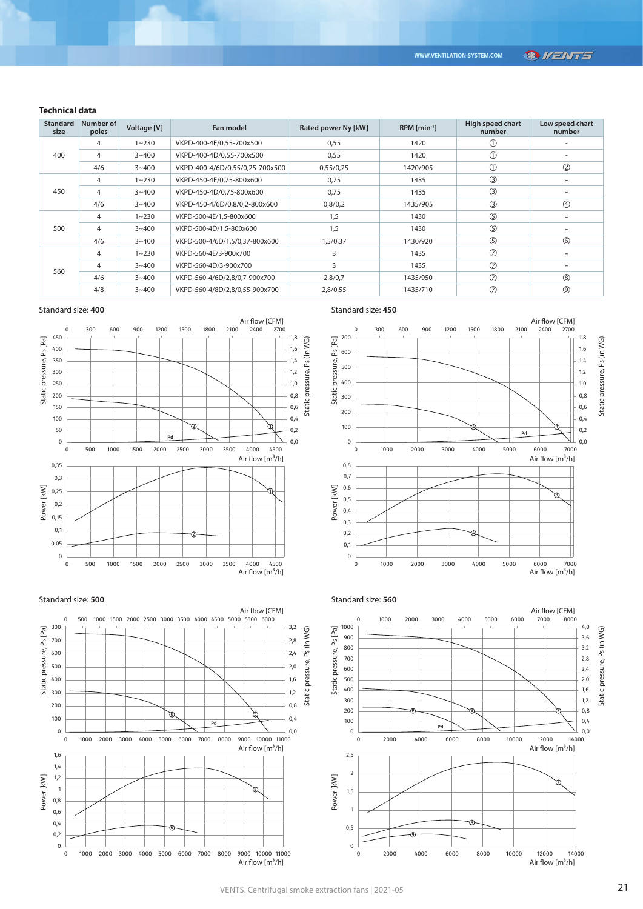### Technical data

| Standard size | Number of poles | Voltage [V] | Fan model | Rated power Ny [kW] | RPM [min⁻¹] | High speed chart number | Low speed chart number |
|---|---|---|---|---|---|---|---|
| 400 | 4 | 1~230 | VKPD-400-4E/0,55-700x500 | 0,55 | 1420 | ① | - |
| | 4 | 3~400 | VKPD-400-4D/0,55-700x500 | 0,55 | 1420 | ① | - |
| | 4/6 | 3~400 | VKPD-400-4/6D/0,55/0,25-700x500 | 0,55/0,25 | 1420/905 | ① | ② |
| 450 | 4 | 1~230 | VKPD-450-4E/0,75-800x600 | 0,75 | 1435 | ③ | - |
| | 4 | 3~400 | VKPD-450-4D/0,75-800x600 | 0,75 | 1435 | ③ | - |
| | 4/6 | 3~400 | VKPD-450-4/6D/0,8/0,2-800x600 | 0,8/0,2 | 1435/905 | ③ | ④ |
| 500 | 4 | 1~230 | VKPD-500-4E/1,5-800x600 | 1,5 | 1430 | ⑤ | - |
| | 4 | 3~400 | VKPD-500-4D/1,5-800x600 | 1,5 | 1430 | ⑤ | - |
| | 4/6 | 3~400 | VKPD-500-4/6D/1,5/0,37-800x600 | 1,5/0,37 | 1430/920 | ⑤ | ⑥ |
| 560 | 4 | 1~230 | VKPD-560-4E/3-900x700 | 3 | 1435 | ⑦ | - |
| | 4 | 3~400 | VKPD-560-4D/3-900x700 | 3 | 1435 | ⑦ | - |
| | 4/6 | 3~400 | VKPD-560-4/6D/2,8/0,7-900x700 | 2,8/0,7 | 1435/950 | ⑦ | ⑧ |
| | 4/8 | 3~400 | VKPD-560-4/8D/2,8/0,55-900x700 | 2,8/0,55 | 1435/710 | ⑦ | ⑨ |

Standard size: **400**

Standard size: **450**

Standard size: **500**

Standard size: **560**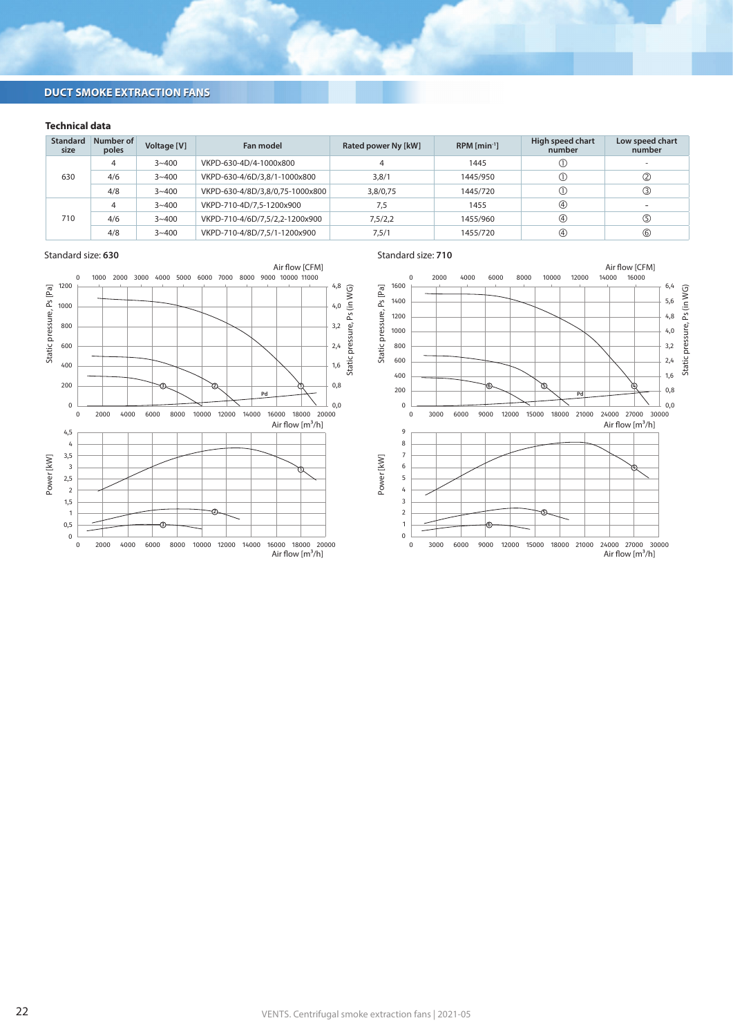## DUCT SMOKE EXTRACTION FANS

### Technical data

| Standard size | Number of poles | Voltage [V] | Fan model | Rated power Ny [kW] | RPM [min⁻¹] | High speed chart number | Low speed chart number |
|---|---|---|---|---|---|---|---|
| 630 | 4 | 3~400 | VKPD-630-4D/4-1000x800 | 4 | 1445 | ① | - |
| | 4/6 | 3~400 | VKPD-630-4/6D/3,8/1-1000x800 | 3,8/1 | 1445/950 | ① | ② |
| | 4/8 | 3~400 | VKPD-630-4/8D/3,8/0,75-1000x800 | 3,8/0,75 | 1445/720 | ① | ③ |
| 710 | 4 | 3~400 | VKPD-710-4D/7,5-1200x900 | 7,5 | 1455 | ④ | - |
| | 4/6 | 3~400 | VKPD-710-4/6D/7,5/2,2-1200x900 | 7,5/2,2 | 1455/960 | ④ | ⑤ |
| | 4/8 | 3~400 | VKPD-710-4/8D/7,5/1-1200x900 | 7,5/1 | 1455/720 | ④ | ⑥ |

Standard size: **630**

Air flow [CFM]
0 1000 2000 3000 4000 5000 6000 7000 8000 9000 10000 11000
Static pressure, Ps [Pa]
1200 1000 800 600 400 200 0
Static pressure, Ps (in WG)
4,8 4,0 3,2 2,4 1,6 0,8 0,0
① ② ③ Pd
0 2000 4000 6000 8000 10000 12000 14000 16000 18000 20000
Air flow [m³/h]
Power [kW]
4,5 4 3,5 3 2,5 2 1,5 1 0,5 0
0 2000 4000 6000 8000 10000 12000 14000 16000 18000 20000
Air flow [m³/h]

Standard size: **710**

Air flow [CFM]
0 2000 4000 6000 8000 10000 12000 14000 16000
Static pressure, Ps [Pa]
1600 1400 1200 1000 800 600 400 200 0
Static pressure, Ps (in WG)
6,4 5,6 4,8 4,0 3,2 2,4 1,6 0,8 0,0
④ ⑤ ⑥ Pd
0 3000 6000 9000 12000 15000 18000 21000 24000 27000 30000
Air flow [m³/h]
Power [kW]
9 8 7 6 5 4 3 2 1 0
0 3000 6000 9000 12000 15000 18000 21000 24000 27000 30000
Air flow [m³/h]